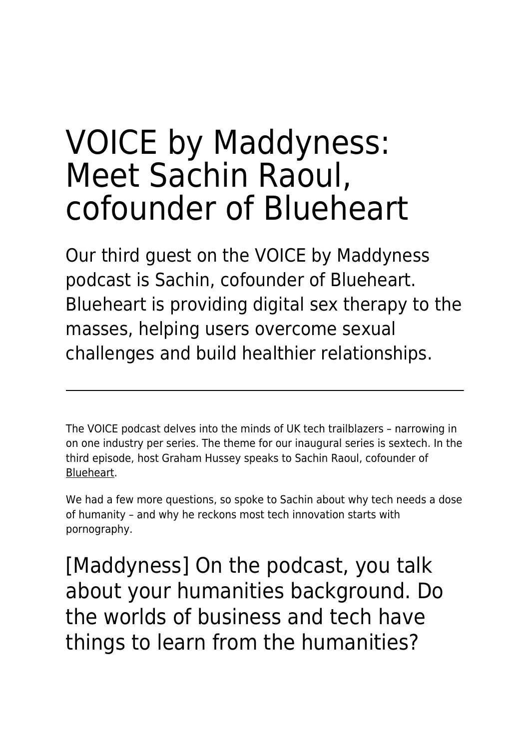# VOICE by Maddyness: Meet Sachin Raoul, cofounder of Blueheart

Our third guest on the VOICE by Maddyness podcast is Sachin, cofounder of Blueheart. Blueheart is providing digital sex therapy to the masses, helping users overcome sexual challenges and build healthier relationships.

---

The VOICE podcast delves into the minds of UK tech trailblazers – narrowing in on one industry per series. The theme for our inaugural series is sextech. In the third episode, host Graham Hussey speaks to Sachin Raoul, cofounder of Blueheart.

We had a few more questions, so spoke to Sachin about why tech needs a dose of humanity – and why he reckons most tech innovation starts with pornography.

## [Maddyness] On the podcast, you talk about your humanities background. Do the worlds of business and tech have things to learn from the humanities?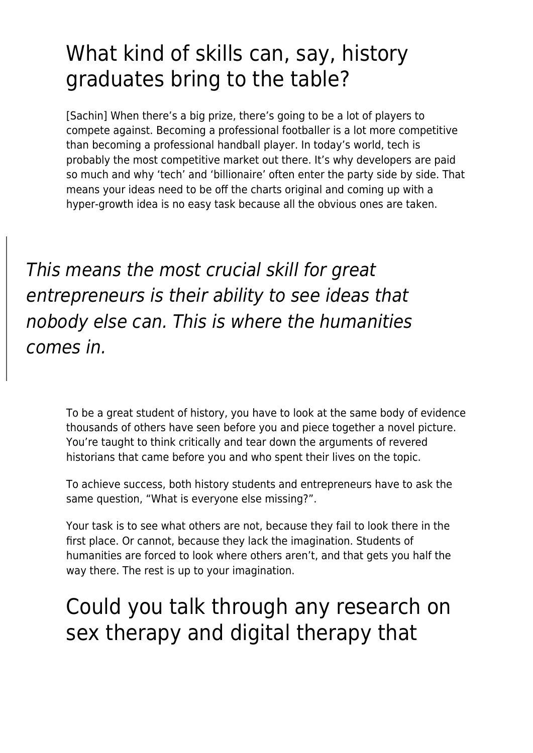## What kind of skills can, say, history graduates bring to the table?

[Sachin] When there's a big prize, there's going to be a lot of players to compete against. Becoming a professional footballer is a lot more competitive than becoming a professional handball player. In today's world, tech is probably the most competitive market out there. It's why developers are paid so much and why 'tech' and 'billionaire' often enter the party side by side. That means your ideas need to be off the charts original and coming up with a hyper-growth idea is no easy task because all the obvious ones are taken.

> *This means the most crucial skill for great entrepreneurs is their ability to see ideas that nobody else can. This is where the humanities comes in.*

To be a great student of history, you have to look at the same body of evidence thousands of others have seen before you and piece together a novel picture. You're taught to think critically and tear down the arguments of revered historians that came before you and who spent their lives on the topic.

To achieve success, both history students and entrepreneurs have to ask the same question, "What is everyone else missing?".

Your task is to see what others are not, because they fail to look there in the first place. Or cannot, because they lack the imagination. Students of humanities are forced to look where others aren't, and that gets you half the way there. The rest is up to your imagination.

## Could you talk through any research on sex therapy and digital therapy that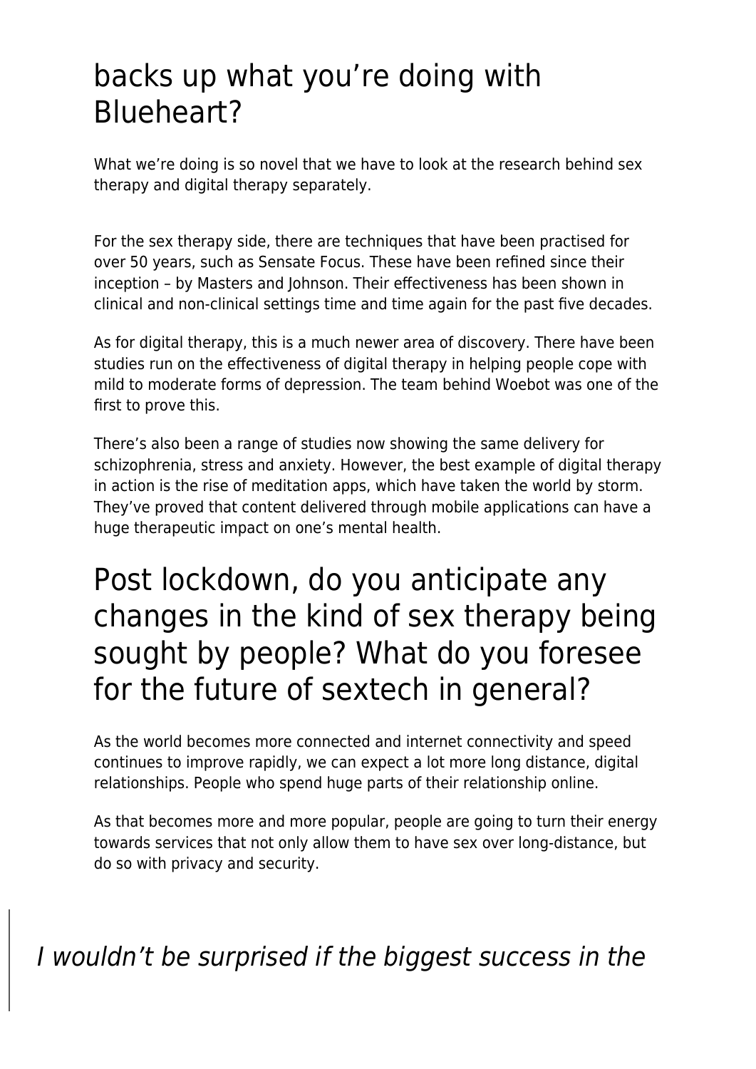## backs up what you're doing with Blueheart?

What we're doing is so novel that we have to look at the research behind sex therapy and digital therapy separately.

For the sex therapy side, there are techniques that have been practised for over 50 years, such as Sensate Focus. These have been refined since their inception – by Masters and Johnson. Their effectiveness has been shown in clinical and non-clinical settings time and time again for the past five decades.

As for digital therapy, this is a much newer area of discovery. There have been studies run on the effectiveness of digital therapy in helping people cope with mild to moderate forms of depression. The team behind Woebot was one of the first to prove this.

There's also been a range of studies now showing the same delivery for schizophrenia, stress and anxiety. However, the best example of digital therapy in action is the rise of meditation apps, which have taken the world by storm. They've proved that content delivered through mobile applications can have a huge therapeutic impact on one's mental health.

## Post lockdown, do you anticipate any changes in the kind of sex therapy being sought by people? What do you foresee for the future of sextech in general?

As the world becomes more connected and internet connectivity and speed continues to improve rapidly, we can expect a lot more long distance, digital relationships. People who spend huge parts of their relationship online.

As that becomes more and more popular, people are going to turn their energy towards services that not only allow them to have sex over long-distance, but do so with privacy and security.

> *I wouldn't be surprised if the biggest success in the*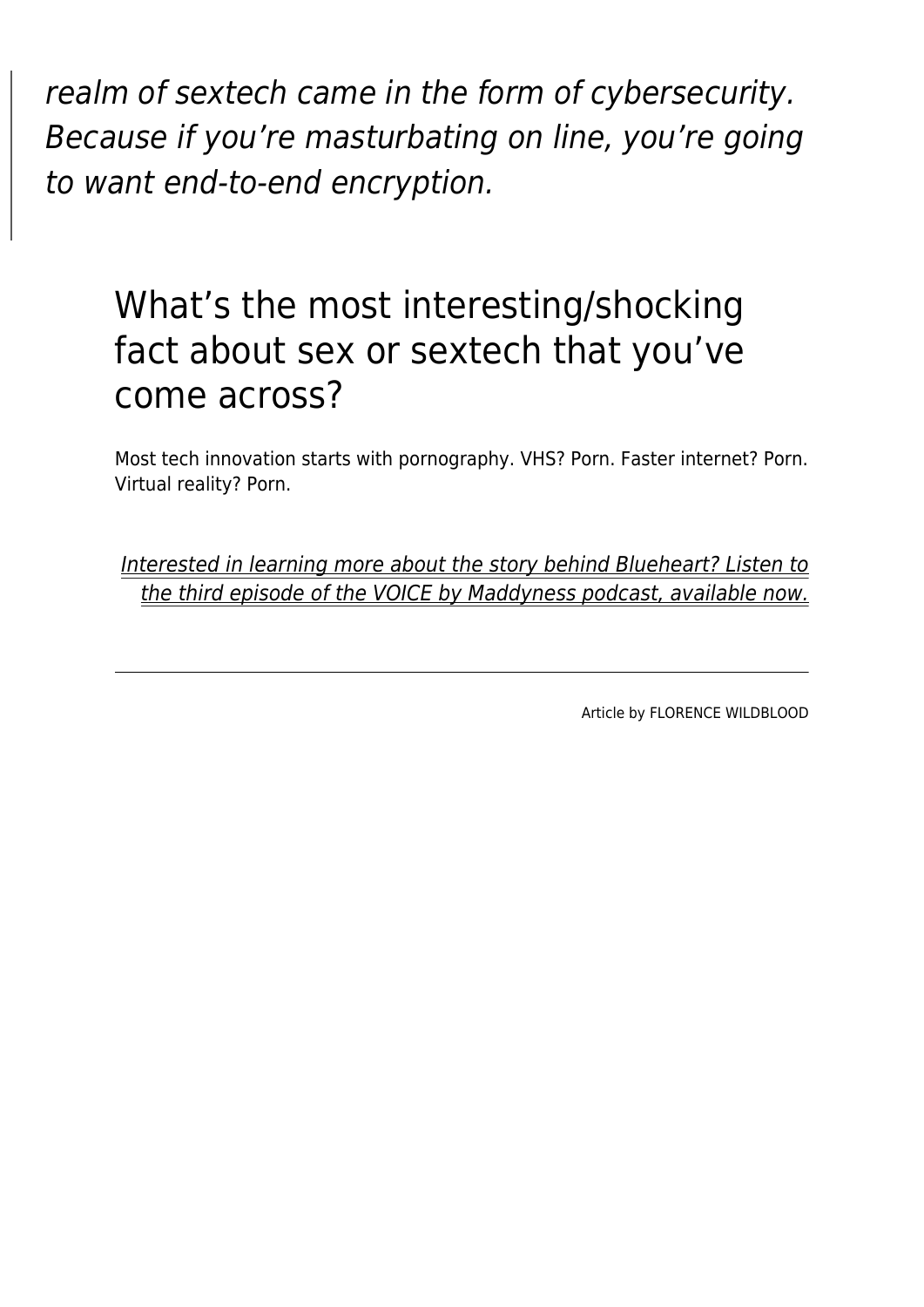> *realm of sextech came in the form of cybersecurity. Because if you're masturbating on line, you're going to want end-to-end encryption.*

## What's the most interesting/shocking fact about sex or sextech that you've come across?

Most tech innovation starts with pornography. VHS? Porn. Faster internet? Porn. Virtual reality? Porn.

*Interested in learning more about the story behind Blueheart? Listen to the third episode of the VOICE by Maddyness podcast, available now.*

---

Article by FLORENCE WILDBLOOD